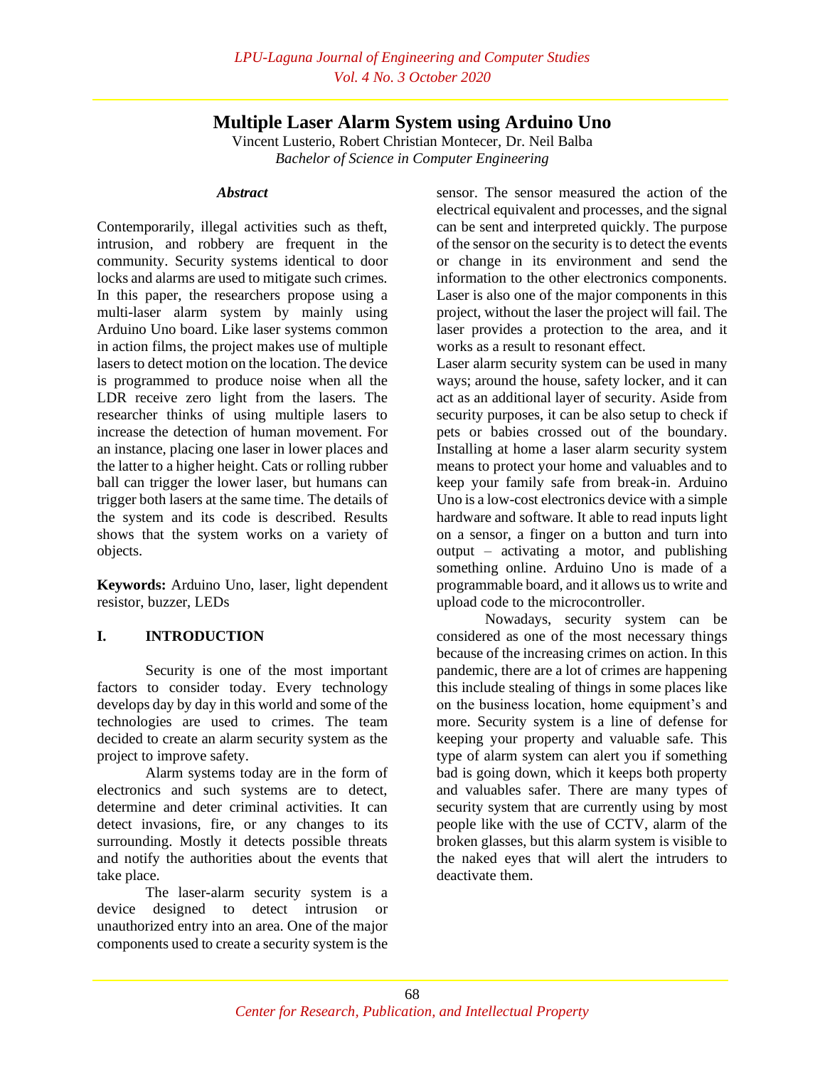# Multiple Laser Alarm System using Arduino Uno

Vincent Lusterio, Robert Christian Montecer, Dr. Neil Balba

*Bachelor of Science in Computer Engineering*

### *Abstract*

Contemporarily, illegal activities such as theft, intrusion, and robbery are frequent in the community. Security systems identical to door locks and alarms are used to mitigate such crimes. In this paper, the researchers propose using a multi-laser alarm system by mainly using Arduino Uno board. Like laser systems common in action films, the project makes use of multiple lasers to detect motion on the location. The device is programmed to produce noise when all the LDR receive zero light from the lasers. The researcher thinks of using multiple lasers to increase the detection of human movement. For an instance, placing one laser in lower places and the latter to a higher height. Cats or rolling rubber ball can trigger the lower laser, but humans can trigger both lasers at the same time. The details of the system and its code is described. Results shows that the system works on a variety of objects.

**Keywords:** Arduino Uno, laser, light dependent resistor, buzzer, LEDs

## I. INTRODUCTION

Security is one of the most important factors to consider today. Every technology develops day by day in this world and some of the technologies are used to crimes. The team decided to create an alarm security system as the project to improve safety.

Alarm systems today are in the form of electronics and such systems are to detect, determine and deter criminal activities. It can detect invasions, fire, or any changes to its surrounding. Mostly it detects possible threats and notify the authorities about the events that take place.

The laser-alarm security system is a device designed to detect intrusion or unauthorized entry into an area. One of the major components used to create a security system is the sensor. The sensor measured the action of the electrical equivalent and processes, and the signal can be sent and interpreted quickly. The purpose of the sensor on the security is to detect the events or change in its environment and send the information to the other electronics components. Laser is also one of the major components in this project, without the laser the project will fail. The laser provides a protection to the area, and it works as a result to resonant effect.

Laser alarm security system can be used in many ways; around the house, safety locker, and it can act as an additional layer of security. Aside from security purposes, it can be also setup to check if pets or babies crossed out of the boundary. Installing at home a laser alarm security system means to protect your home and valuables and to keep your family safe from break-in. Arduino Uno is a low-cost electronics device with a simple hardware and software. It able to read inputs light on a sensor, a finger on a button and turn into output – activating a motor, and publishing something online. Arduino Uno is made of a programmable board, and it allows us to write and upload code to the microcontroller.

Nowadays, security system can be considered as one of the most necessary things because of the increasing crimes on action. In this pandemic, there are a lot of crimes are happening this include stealing of things in some places like on the business location, home equipment's and more. Security system is a line of defense for keeping your property and valuable safe. This type of alarm system can alert you if something bad is going down, which it keeps both property and valuables safer. There are many types of security system that are currently using by most people like with the use of CCTV, alarm of the broken glasses, but this alarm system is visible to the naked eyes that will alert the intruders to deactivate them.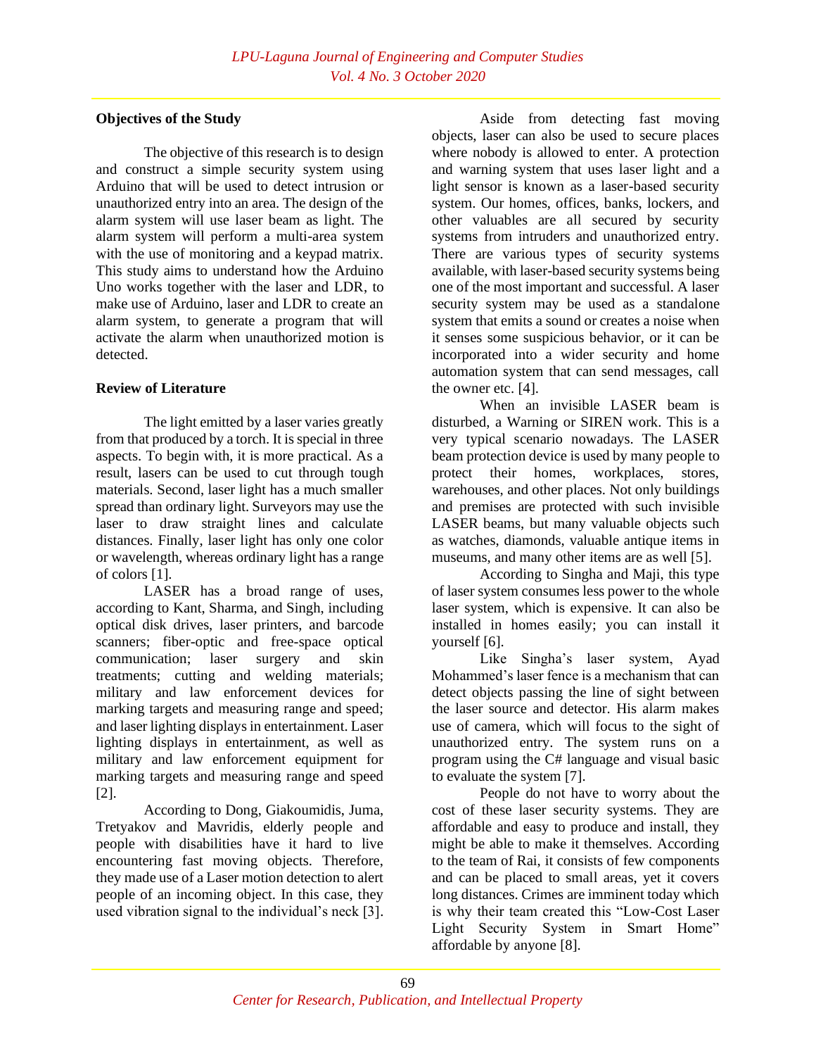**Objectives of the Study**

The objective of this research is to design and construct a simple security system using Arduino that will be used to detect intrusion or unauthorized entry into an area. The design of the alarm system will use laser beam as light. The alarm system will perform a multi-area system with the use of monitoring and a keypad matrix. This study aims to understand how the Arduino Uno works together with the laser and LDR, to make use of Arduino, laser and LDR to create an alarm system, to generate a program that will activate the alarm when unauthorized motion is detected.

**Review of Literature**

The light emitted by a laser varies greatly from that produced by a torch. It is special in three aspects. To begin with, it is more practical. As a result, lasers can be used to cut through tough materials. Second, laser light has a much smaller spread than ordinary light. Surveyors may use the laser to draw straight lines and calculate distances. Finally, laser light has only one color or wavelength, whereas ordinary light has a range of colors [1].

LASER has a broad range of uses, according to Kant, Sharma, and Singh, including optical disk drives, laser printers, and barcode scanners; fiber-optic and free-space optical communication; laser surgery and skin treatments; cutting and welding materials; military and law enforcement devices for marking targets and measuring range and speed; and laser lighting displays in entertainment. Laser lighting displays in entertainment, as well as military and law enforcement equipment for marking targets and measuring range and speed [2].

According to Dong, Giakoumidis, Juma, Tretyakov and Mavridis, elderly people and people with disabilities have it hard to live encountering fast moving objects. Therefore, they made use of a Laser motion detection to alert people of an incoming object. In this case, they used vibration signal to the individual's neck [3].

Aside from detecting fast moving objects, laser can also be used to secure places where nobody is allowed to enter. A protection and warning system that uses laser light and a light sensor is known as a laser-based security system. Our homes, offices, banks, lockers, and other valuables are all secured by security systems from intruders and unauthorized entry. There are various types of security systems available, with laser-based security systems being one of the most important and successful. A laser security system may be used as a standalone system that emits a sound or creates a noise when it senses some suspicious behavior, or it can be incorporated into a wider security and home automation system that can send messages, call the owner etc. [4].

When an invisible LASER beam is disturbed, a Warning or SIREN work. This is a very typical scenario nowadays. The LASER beam protection device is used by many people to protect their homes, workplaces, stores, warehouses, and other places. Not only buildings and premises are protected with such invisible LASER beams, but many valuable objects such as watches, diamonds, valuable antique items in museums, and many other items are as well [5].

According to Singha and Maji, this type of laser system consumes less power to the whole laser system, which is expensive. It can also be installed in homes easily; you can install it yourself [6].

Like Singha's laser system, Ayad Mohammed's laser fence is a mechanism that can detect objects passing the line of sight between the laser source and detector. His alarm makes use of camera, which will focus to the sight of unauthorized entry. The system runs on a program using the C# language and visual basic to evaluate the system [7].

People do not have to worry about the cost of these laser security systems. They are affordable and easy to produce and install, they might be able to make it themselves. According to the team of Rai, it consists of few components and can be placed to small areas, yet it covers long distances. Crimes are imminent today which is why their team created this "Low-Cost Laser Light Security System in Smart Home" affordable by anyone [8].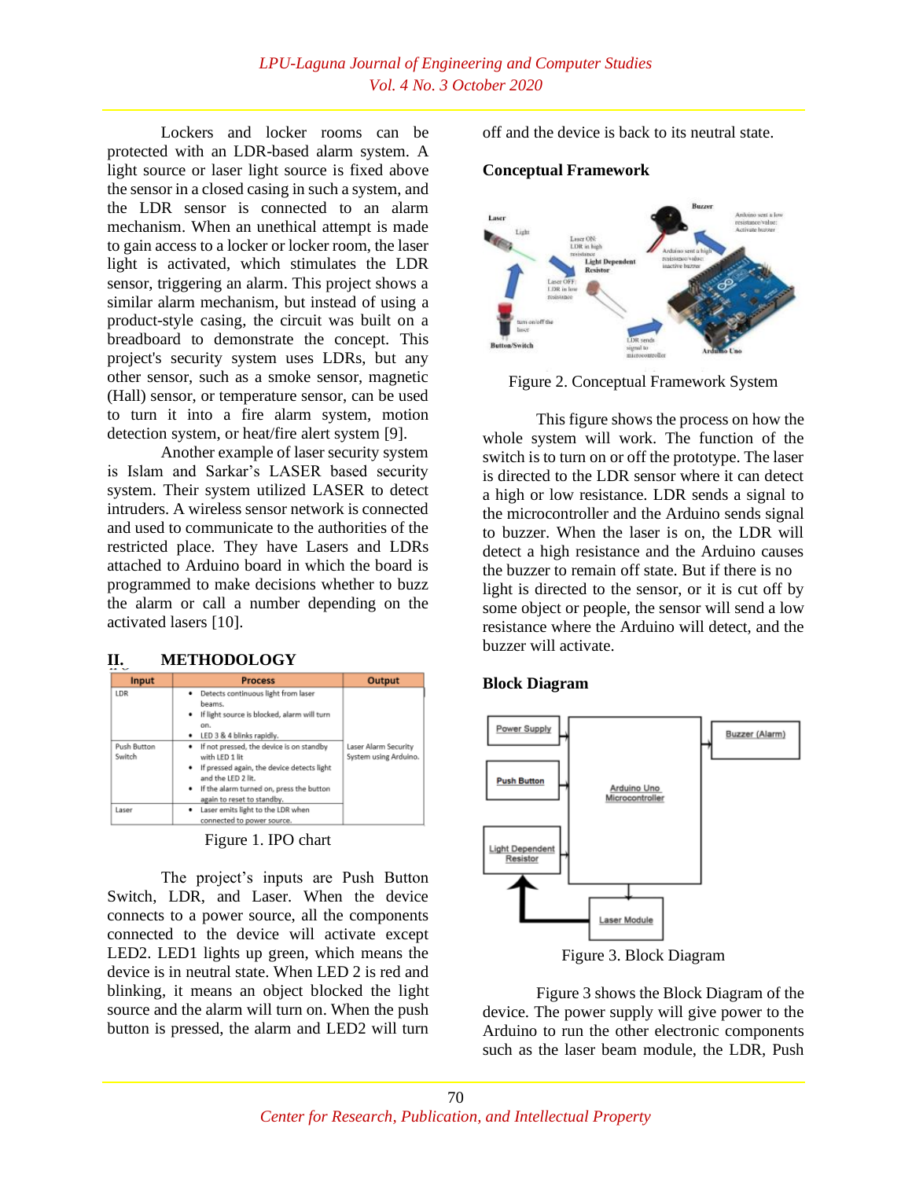Lockers and locker rooms can be protected with an LDR-based alarm system. A light source or laser light source is fixed above the sensor in a closed casing in such a system, and the LDR sensor is connected to an alarm mechanism. When an unethical attempt is made to gain access to a locker or locker room, the laser light is activated, which stimulates the LDR sensor, triggering an alarm. This project shows a similar alarm mechanism, but instead of using a product-style casing, the circuit was built on a breadboard to demonstrate the concept. This project's security system uses LDRs, but any other sensor, such as a smoke sensor, magnetic (Hall) sensor, or temperature sensor, can be used to turn it into a fire alarm system, motion detection system, or heat/fire alert system [9].

Another example of laser security system is Islam and Sarkar's LASER based security system. Their system utilized LASER to detect intruders. A wireless sensor network is connected and used to communicate to the authorities of the restricted place. They have Lasers and LDRs attached to Arduino board in which the board is programmed to make decisions whether to buzz the alarm or call a number depending on the activated lasers [10].

## II. METHODOLOGY

| Input | Process | Output |
|---|---|---|
| LDR | • Detects continuous light from laser beams.<br>• If light source is blocked, alarm will turn on.<br>• LED 3 & 4 blinks rapidly. | Laser Alarm Security System using Arduino. |
| Push Button Switch | • If not pressed, the device is on standby with LED 1 lit<br>• If pressed again, the device detects light and the LED 2 lit.<br>• If the alarm turned on, press the button again to reset to standby. | |
| Laser | • Laser emits light to the LDR when connected to power source. | |

Figure 1. IPO chart

The project's inputs are Push Button Switch, LDR, and Laser. When the device connects to a power source, all the components connected to the device will activate except LED2. LED1 lights up green, which means the device is in neutral state. When LED 2 is red and blinking, it means an object blocked the light source and the alarm will turn on. When the push button is pressed, the alarm and LED2 will turn off and the device is back to its neutral state.

### Conceptual Framework

Figure 2. Conceptual Framework System

This figure shows the process on how the whole system will work. The function of the switch is to turn on or off the prototype. The laser is directed to the LDR sensor where it can detect a high or low resistance. LDR sends a signal to the microcontroller and the Arduino sends signal to buzzer. When the laser is on, the LDR will detect a high resistance and the Arduino causes the buzzer to remain off state. But if there is no light is directed to the sensor, or it is cut off by some object or people, the sensor will send a low resistance where the Arduino will detect, and the buzzer will activate.

### Block Diagram

Figure 3. Block Diagram

Figure 3 shows the Block Diagram of the device. The power supply will give power to the Arduino to run the other electronic components such as the laser beam module, the LDR, Push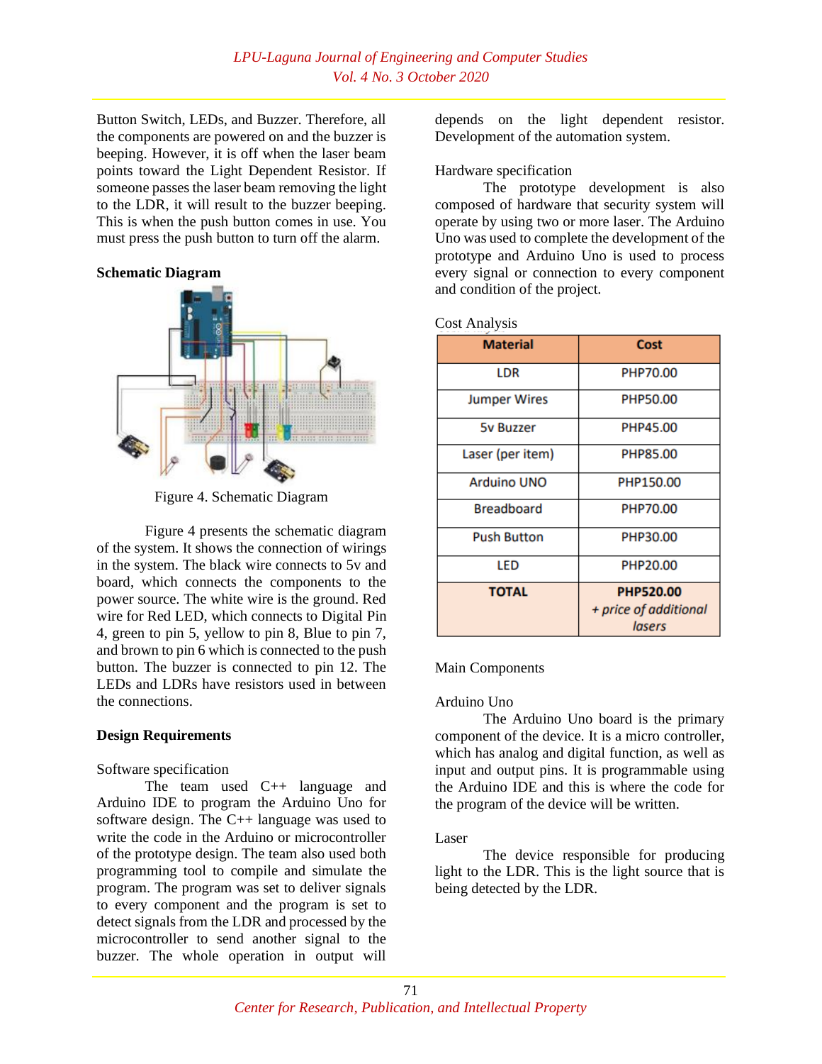Button Switch, LEDs, and Buzzer. Therefore, all the components are powered on and the buzzer is beeping. However, it is off when the laser beam points toward the Light Dependent Resistor. If someone passes the laser beam removing the light to the LDR, it will result to the buzzer beeping. This is when the push button comes in use. You must press the push button to turn off the alarm.

**Schematic Diagram**

Figure 4. Schematic Diagram

Figure 4 presents the schematic diagram of the system. It shows the connection of wirings in the system. The black wire connects to 5v and board, which connects the components to the power source. The white wire is the ground. Red wire for Red LED, which connects to Digital Pin 4, green to pin 5, yellow to pin 8, Blue to pin 7, and brown to pin 6 which is connected to the push button. The buzzer is connected to pin 12. The LEDs and LDRs have resistors used in between the connections.

**Design Requirements**

Software specification

The team used C++ language and Arduino IDE to program the Arduino Uno for software design. The C++ language was used to write the code in the Arduino or microcontroller of the prototype design. The team also used both programming tool to compile and simulate the program. The program was set to deliver signals to every component and the program is set to detect signals from the LDR and processed by the microcontroller to send another signal to the buzzer. The whole operation in output will depends on the light dependent resistor. Development of the automation system.

Hardware specification

The prototype development is also composed of hardware that security system will operate by using two or more laser. The Arduino Uno was used to complete the development of the prototype and Arduino Uno is used to process every signal or connection to every component and condition of the project.

Cost Analysis

| Material | Cost |
|---|---|
| LDR | PHP70.00 |
| Jumper Wires | PHP50.00 |
| 5v Buzzer | PHP45.00 |
| Laser (per item) | PHP85.00 |
| Arduino UNO | PHP150.00 |
| Breadboard | PHP70.00 |
| Push Button | PHP30.00 |
| LED | PHP20.00 |
| **TOTAL** | **PHP520.00** *+ price of additional lasers* |

Main Components

Arduino Uno

The Arduino Uno board is the primary component of the device. It is a micro controller, which has analog and digital function, as well as input and output pins. It is programmable using the Arduino IDE and this is where the code for the program of the device will be written.

Laser

The device responsible for producing light to the LDR. This is the light source that is being detected by the LDR.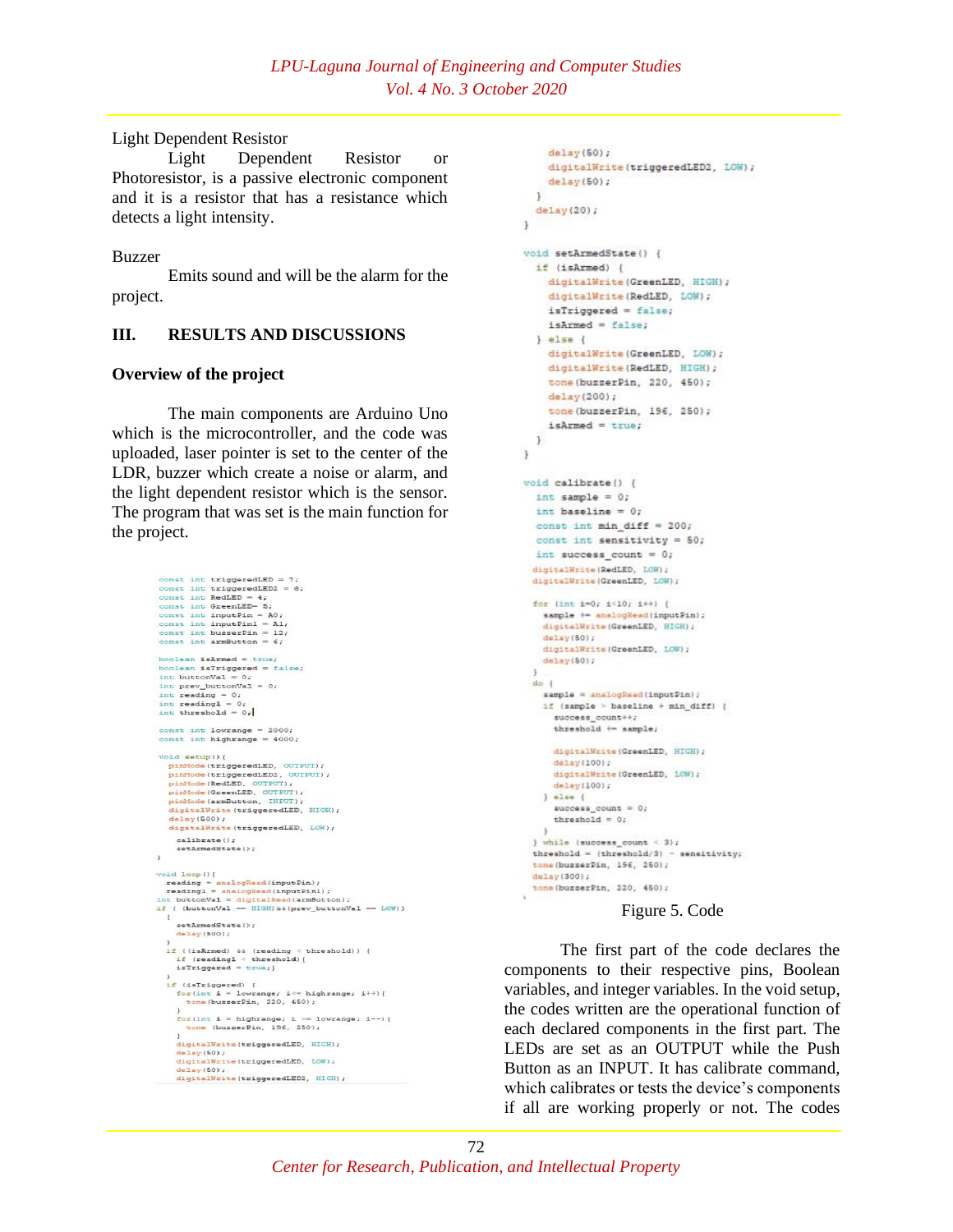Light Dependent Resistor

Light Dependent Resistor or Photoresistor, is a passive electronic component and it is a resistor that has a resistance which detects a light intensity.

Buzzer

Emits sound and will be the alarm for the project.

## III. RESULTS AND DISCUSSIONS

### Overview of the project

The main components are Arduino Uno which is the microcontroller, and the code was uploaded, laser pointer is set to the center of the LDR, buzzer which create a noise or alarm, and the light dependent resistor which is the sensor. The program that was set is the main function for the project.

```
const int triggeredLED = 7;
const int triggeredLED2 = 8;
const int RedLED = 4;
const int GreenLED= 5;
const int inputPin = A0;
const int inputPin1 = A1;
const int buzzerPin = 12;
const int armButton = 6;

boolean isArmed = true;
boolean isTriggered = false;
int buttonVal = 0;
int prev_buttonVal = 0;
int reading = 0;
int reading1 = 0;
int threshold = 0;

const int lowrange = 2000;
const int highrange = 4000;

void setup(){
  pinMode(triggeredLED, OUTPUT);
  pinMode(triggeredLED2, OUTPUT);
  pinMode(RedLED, OUTPUT);
  pinMode(GreenLED, OUTPUT);
  pinMode(armButton, INPUT);
  digitalWrite(triggeredLED, HIGH);
  delay(500);
  digitalWrite(triggeredLED, LOW);

   calibrate();
   setArmedState();
}

void loop(){
  reading = analogRead(inputPin);
  reading1 = analogRead(inputPin1);
 int buttonVal = digitalRead(armButton);
 if ( (buttonVal == HIGH)&&(prev_buttonVal == LOW))
  {
    setArmedState();
    delay(500);
  }
  if ((isArmed) && (reading < threshold)) {
    if (reading1 < threshold){
    isTriggered = true;}
  }
  if (isTriggered) {
    for(int i = lowrange; i<= highrange; i++){
      tone(buzzerPin, 220, 450);
    }
    for(int i = highrange; i >= lowrange; i--){
      tone (buzzerPin, 196, 250);
    }
    digitalWrite(triggeredLED, HIGH);
    delay(50);
    digitalWrite(triggeredLED, LOW);
    delay(50);
    digitalWrite(triggeredLED2, HIGH);
    delay(50);
    digitalWrite(triggeredLED2, LOW);
    delay(50);
  }
  delay(20);
}

void setArmedState() {
  if (isArmed) {
    digitalWrite(GreenLED, HIGH);
    digitalWrite(RedLED, LOW);
    isTriggered = false;
    isArmed = false;
  } else {
    digitalWrite(GreenLED, LOW);
    digitalWrite(RedLED, HIGH);
    tone(buzzerPin, 220, 450);
    delay(200);
    tone(buzzerPin, 196, 250);
    isArmed = true;
  }
}

void calibrate() {
  int sample = 0;
  int baseline = 0;
  const int min_diff = 200;
  const int sensitivity = 50;
  int success_count = 0;
  digitalWrite(RedLED, LOW);
  digitalWrite(GreenLED, LOW);

  for (int i=0; i<10; i++) {
    sample += analogRead(inputPin);
    digitalWrite(GreenLED, HIGH);
    delay(50);
    digitalWrite(GreenLED, LOW);
    delay(50);
  }
  do {
    sample = analogRead(inputPin);
    if (sample > baseline + min_diff) {
      success_count++;
      threshold += sample;

      digitalWrite(GreenLED, HIGH);
      delay(100);
      digitalWrite(GreenLED, LOW);
      delay(100);
    } else {
      success_count = 0;
      threshold = 0;
    }
  } while (success_count < 3);
  threshold = (threshold/3) - sensitivity;
  tone(buzzerPin, 196, 250);
  delay(300);
  tone(buzzerPin, 220, 450);
}
```

Figure 5. Code

The first part of the code declares the components to their respective pins, Boolean variables, and integer variables. In the void setup, the codes written are the operational function of each declared components in the first part. The LEDs are set as an OUTPUT while the Push Button as an INPUT. It has calibrate command, which calibrates or tests the device's components if all are working properly or not. The codes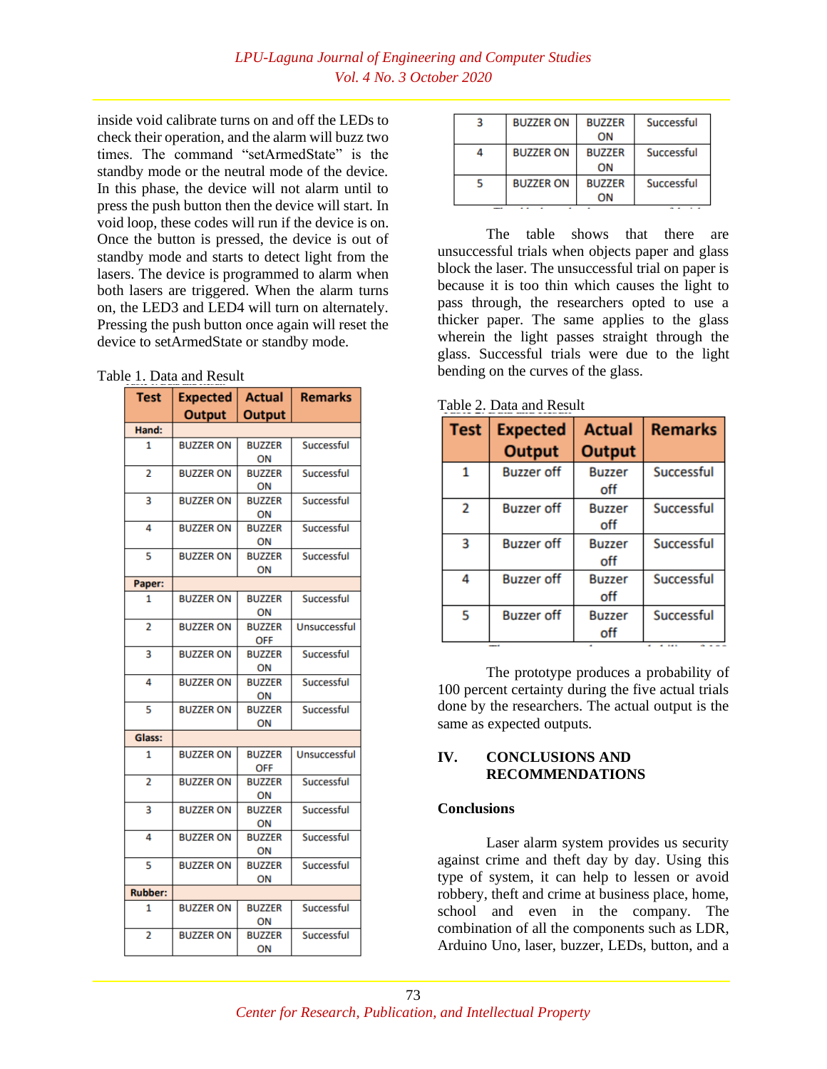inside void calibrate turns on and off the LEDs to check their operation, and the alarm will buzz two times. The command "setArmedState" is the standby mode or the neutral mode of the device. In this phase, the device will not alarm until to press the push button then the device will start. In void loop, these codes will run if the device is on. Once the button is pressed, the device is out of standby mode and starts to detect light from the lasers. The device is programmed to alarm when both lasers are triggered. When the alarm turns on, the LED3 and LED4 will turn on alternately. Pressing the push button once again will reset the device to setArmedState or standby mode.

Table 1. Data and Result

| Test | Expected Output | Actual Output | Remarks |
|---|---|---|---|
| **Hand:** | | | |
| 1 | BUZZER ON | BUZZER ON | Successful |
| 2 | BUZZER ON | BUZZER ON | Successful |
| 3 | BUZZER ON | BUZZER ON | Successful |
| 4 | BUZZER ON | BUZZER ON | Successful |
| 5 | BUZZER ON | BUZZER ON | Successful |
| **Paper:** | | | |
| 1 | BUZZER ON | BUZZER ON | Successful |
| 2 | BUZZER ON | BUZZER OFF | Unsuccessful |
| 3 | BUZZER ON | BUZZER ON | Successful |
| 4 | BUZZER ON | BUZZER ON | Successful |
| 5 | BUZZER ON | BUZZER ON | Successful |
| **Glass:** | | | |
| 1 | BUZZER ON | BUZZER OFF | Unsuccessful |
| 2 | BUZZER ON | BUZZER ON | Successful |
| 3 | BUZZER ON | BUZZER ON | Successful |
| 4 | BUZZER ON | BUZZER ON | Successful |
| 5 | BUZZER ON | BUZZER ON | Successful |
| **Rubber:** | | | |
| 1 | BUZZER ON | BUZZER ON | Successful |
| 2 | BUZZER ON | BUZZER ON | Successful |
| 3 | BUZZER ON | BUZZER ON | Successful |
| 4 | BUZZER ON | BUZZER ON | Successful |
| 5 | BUZZER ON | BUZZER ON | Successful |

The table shows that there are unsuccessful trials when objects paper and glass block the laser. The unsuccessful trial on paper is because it is too thin which causes the light to pass through, the researchers opted to use a thicker paper. The same applies to the glass wherein the light passes straight through the glass. Successful trials were due to the light bending on the curves of the glass.

Table 2. Data and Result

| Test | Expected Output | Actual Output | Remarks |
|---|---|---|---|
| 1 | Buzzer off | Buzzer off | Successful |
| 2 | Buzzer off | Buzzer off | Successful |
| 3 | Buzzer off | Buzzer off | Successful |
| 4 | Buzzer off | Buzzer off | Successful |
| 5 | Buzzer off | Buzzer off | Successful |

The prototype produces a probability of 100 percent certainty during the five actual trials done by the researchers. The actual output is the same as expected outputs.

## IV. CONCLUSIONS AND RECOMMENDATIONS

### Conclusions

Laser alarm system provides us security against crime and theft day by day. Using this type of system, it can help to lessen or avoid robbery, theft and crime at business place, home, school and even in the company. The combination of all the components such as LDR, Arduino Uno, laser, buzzer, LEDs, button, and a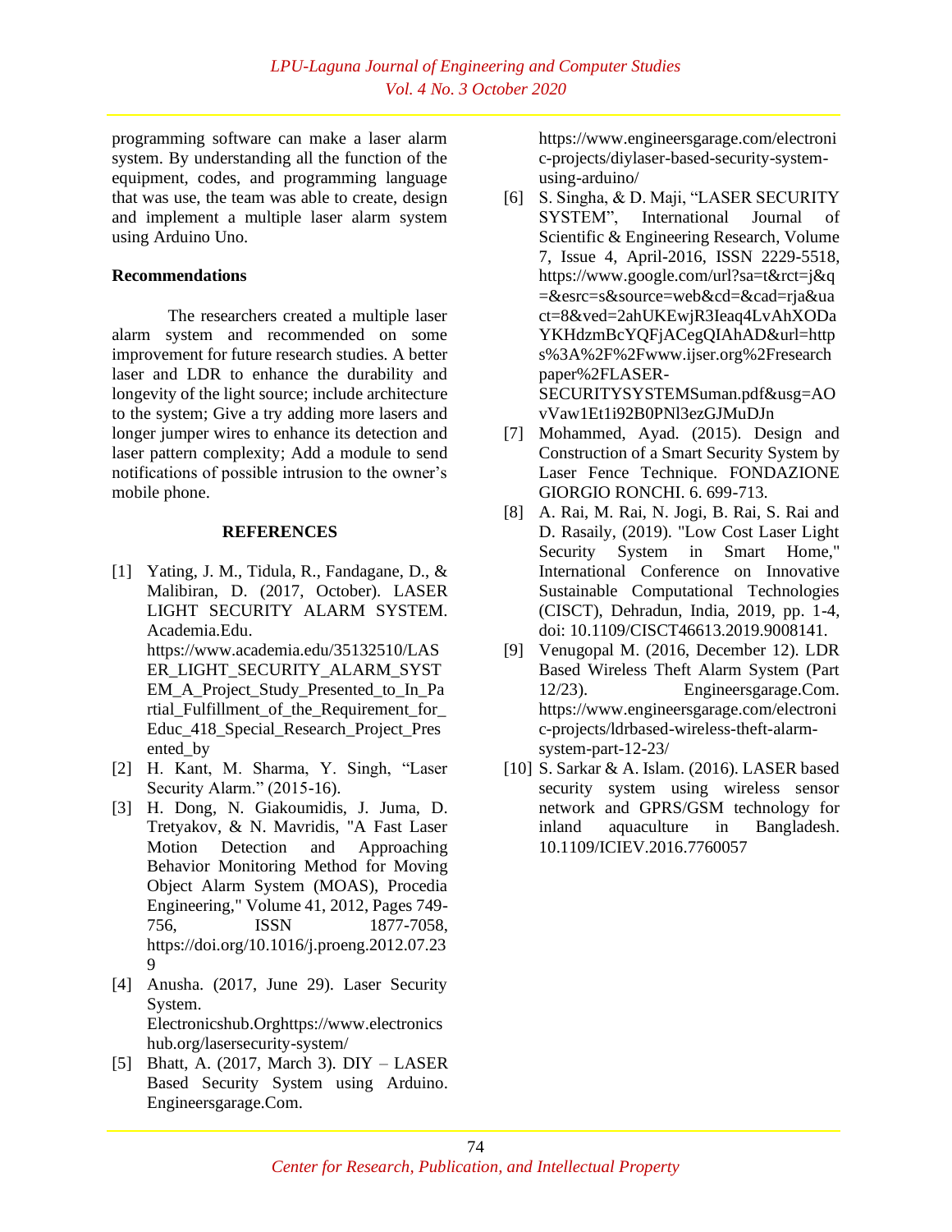programming software can make a laser alarm system. By understanding all the function of the equipment, codes, and programming language that was use, the team was able to create, design and implement a multiple laser alarm system using Arduino Uno.

**Recommendations**

The researchers created a multiple laser alarm system and recommended on some improvement for future research studies. A better laser and LDR to enhance the durability and longevity of the light source; include architecture to the system; Give a try adding more lasers and longer jumper wires to enhance its detection and laser pattern complexity; Add a module to send notifications of possible intrusion to the owner's mobile phone.

**REFERENCES**

[1] Yating, J. M., Tidula, R., Fandagane, D., & Malibiran, D. (2017, October). LASER LIGHT SECURITY ALARM SYSTEM. Academia.Edu. https://www.academia.edu/35132510/LASER_LIGHT_SECURITY_ALARM_SYSTEM_A_Project_Study_Presented_to_In_Partial_Fulfillment_of_the_Requirement_for_Educ_418_Special_Research_Project_Presented_by

[2] H. Kant, M. Sharma, Y. Singh, "Laser Security Alarm." (2015-16).

[3] H. Dong, N. Giakoumidis, J. Juma, D. Tretyakov, & N. Mavridis, "A Fast Laser Motion Detection and Approaching Behavior Monitoring Method for Moving Object Alarm System (MOAS), Procedia Engineering," Volume 41, 2012, Pages 749-756, ISSN 1877-7058, https://doi.org/10.1016/j.proeng.2012.07.239

[4] Anusha. (2017, June 29). Laser Security System. Electronicshub.Orghttps://www.electronicshub.org/lasersecurity-system/

[5] Bhatt, A. (2017, March 3). DIY – LASER Based Security System using Arduino. Engineersgarage.Com. https://www.engineersgarage.com/electronic-projects/diylaser-based-security-system-using-arduino/

[6] S. Singha, & D. Maji, "LASER SECURITY SYSTEM", International Journal of Scientific & Engineering Research, Volume 7, Issue 4, April-2016, ISSN 2229-5518, https://www.google.com/url?sa=t&rct=j&q=&esrc=s&source=web&cd=&cad=rja&uact=8&ved=2ahUKEwjR3Ieaq4LvAhXODaYKHdzmBcYQFjACegQIAhAD&url=https%3A%2F%2Fwww.ijser.org%2Fresearchpaper%2FLASER-SECURITYSYSTEMSuman.pdf&usg=AOvVaw1Et1i92B0PNl3ezGJMuDJn

[7] Mohammed, Ayad. (2015). Design and Construction of a Smart Security System by Laser Fence Technique. FONDAZIONE GIORGIO RONCHI. 6. 699-713.

[8] A. Rai, M. Rai, N. Jogi, B. Rai, S. Rai and D. Rasaily, (2019). "Low Cost Laser Light Security System in Smart Home," International Conference on Innovative Sustainable Computational Technologies (CISCT), Dehradun, India, 2019, pp. 1-4, doi: 10.1109/CISCT46613.2019.9008141.

[9] Venugopal M. (2016, December 12). LDR Based Wireless Theft Alarm System (Part 12/23). Engineersgarage.Com. https://www.engineersgarage.com/electronic-projects/ldrbased-wireless-theft-alarm-system-part-12-23/

[10] S. Sarkar & A. Islam. (2016). LASER based security system using wireless sensor network and GPRS/GSM technology for inland aquaculture in Bangladesh. 10.1109/ICIEV.2016.7760057